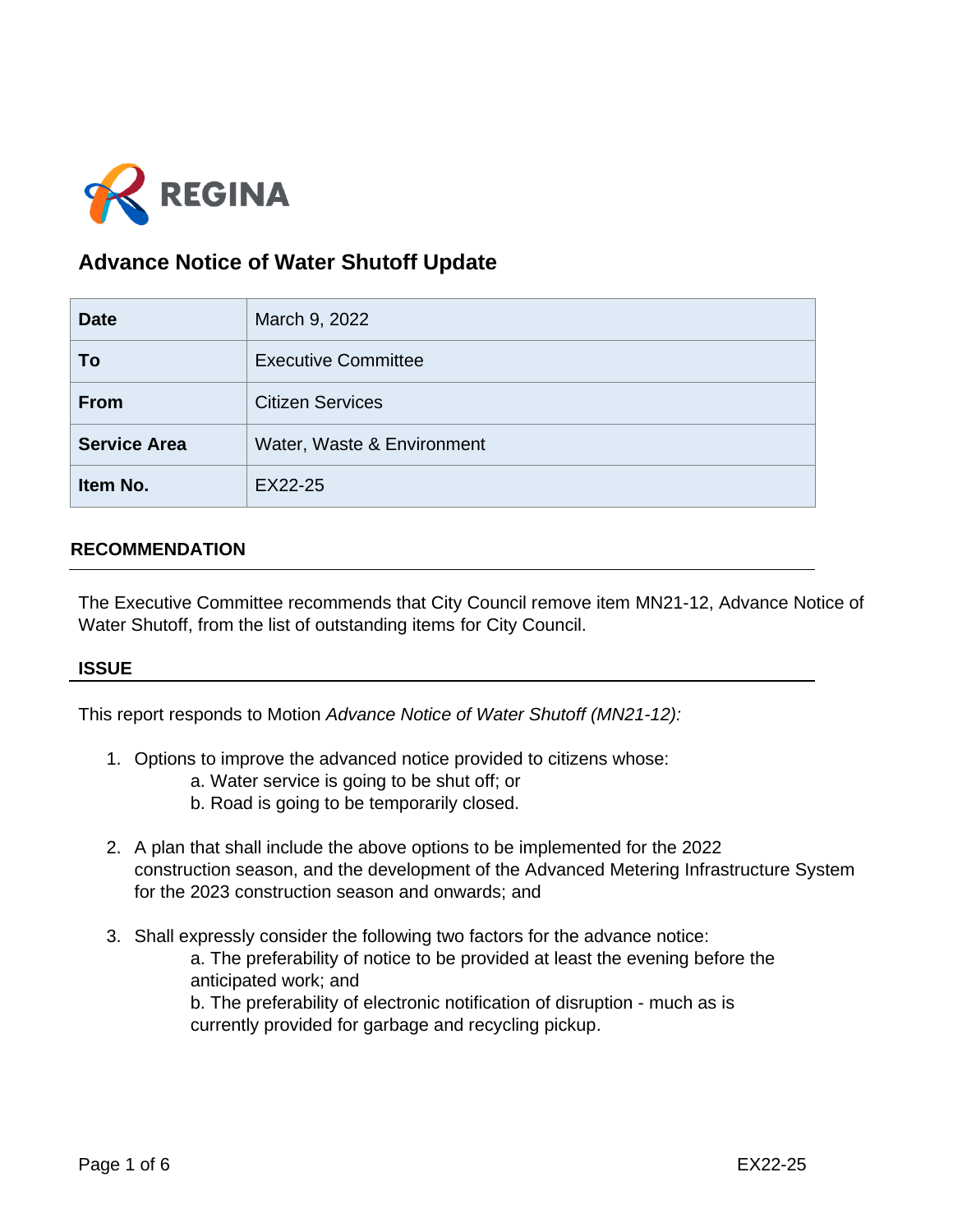REGINA

# Advance Notice of Water Shutoff Update

| | |
|---|---|
| **Date** | March 9, 2022 |
| **To** | Executive Committee |
| **From** | Citizen Services |
| **Service Area** | Water, Waste & Environment |
| **Item No.** | EX22-25 |

## RECOMMENDATION

The Executive Committee recommends that City Council remove item MN21-12, Advance Notice of Water Shutoff, from the list of outstanding items for City Council.

## ISSUE

This report responds to Motion *Advance Notice of Water Shutoff (MN21-12):*

1. Options to improve the advanced notice provided to citizens whose:
   a. Water service is going to be shut off; or
   b. Road is going to be temporarily closed.

2. A plan that shall include the above options to be implemented for the 2022 construction season, and the development of the Advanced Metering Infrastructure System for the 2023 construction season and onwards; and

3. Shall expressly consider the following two factors for the advance notice:
   a. The preferability of notice to be provided at least the evening before the anticipated work; and
   b. The preferability of electronic notification of disruption - much as is currently provided for garbage and recycling pickup.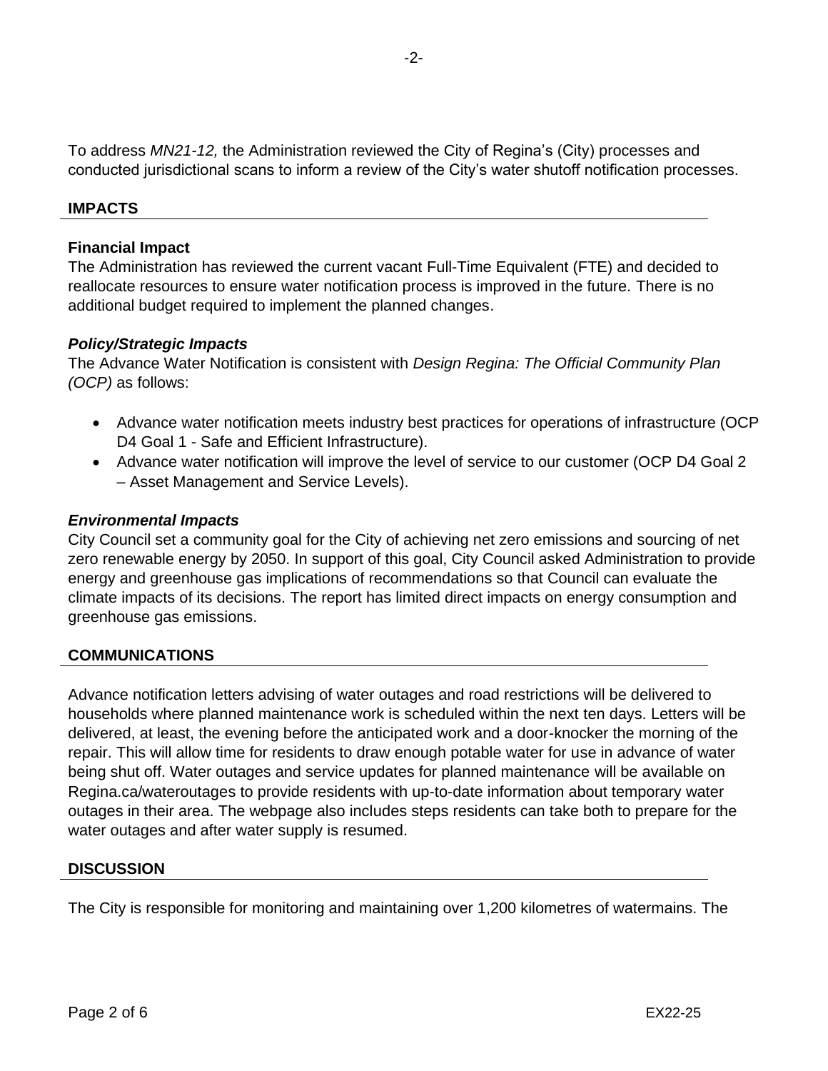To address *MN21-12,* the Administration reviewed the City of Regina's (City) processes and conducted jurisdictional scans to inform a review of the City's water shutoff notification processes.

## IMPACTS

### Financial Impact

The Administration has reviewed the current vacant Full-Time Equivalent (FTE) and decided to reallocate resources to ensure water notification process is improved in the future. There is no additional budget required to implement the planned changes.

### *Policy/Strategic Impacts*

The Advance Water Notification is consistent with *Design Regina: The Official Community Plan (OCP)* as follows:

- Advance water notification meets industry best practices for operations of infrastructure (OCP D4 Goal 1 - Safe and Efficient Infrastructure).
- Advance water notification will improve the level of service to our customer (OCP D4 Goal 2 – Asset Management and Service Levels).

### *Environmental Impacts*

City Council set a community goal for the City of achieving net zero emissions and sourcing of net zero renewable energy by 2050. In support of this goal, City Council asked Administration to provide energy and greenhouse gas implications of recommendations so that Council can evaluate the climate impacts of its decisions. The report has limited direct impacts on energy consumption and greenhouse gas emissions.

## COMMUNICATIONS

Advance notification letters advising of water outages and road restrictions will be delivered to households where planned maintenance work is scheduled within the next ten days. Letters will be delivered, at least, the evening before the anticipated work and a door-knocker the morning of the repair. This will allow time for residents to draw enough potable water for use in advance of water being shut off. Water outages and service updates for planned maintenance will be available on Regina.ca/wateroutages to provide residents with up-to-date information about temporary water outages in their area. The webpage also includes steps residents can take both to prepare for the water outages and after water supply is resumed.

## DISCUSSION

The City is responsible for monitoring and maintaining over 1,200 kilometres of watermains. The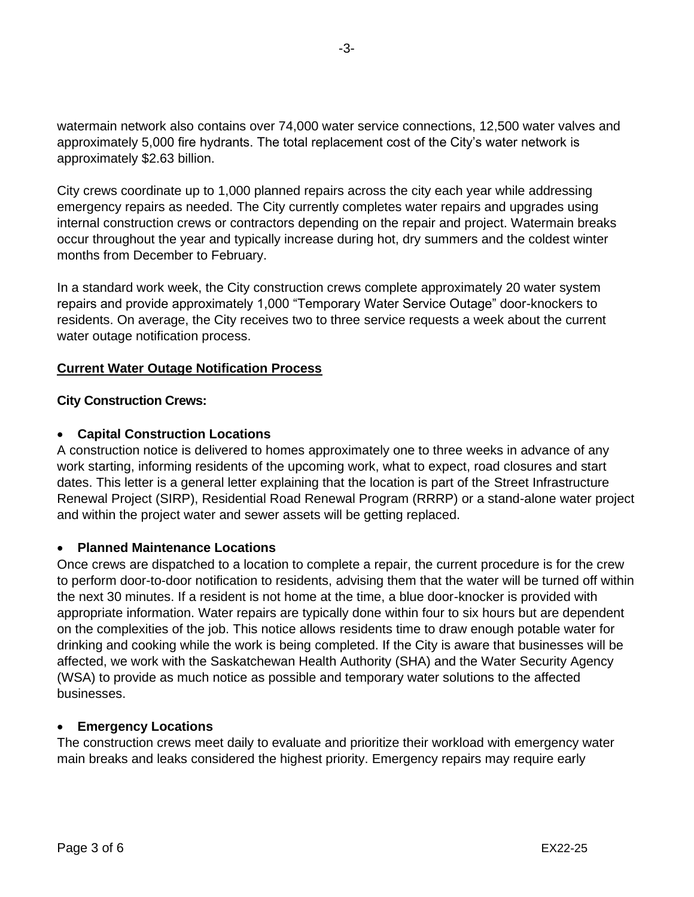watermain network also contains over 74,000 water service connections, 12,500 water valves and approximately 5,000 fire hydrants. The total replacement cost of the City's water network is approximately $2.63 billion.

City crews coordinate up to 1,000 planned repairs across the city each year while addressing emergency repairs as needed. The City currently completes water repairs and upgrades using internal construction crews or contractors depending on the repair and project. Watermain breaks occur throughout the year and typically increase during hot, dry summers and the coldest winter months from December to February.

In a standard work week, the City construction crews complete approximately 20 water system repairs and provide approximately 1,000 "Temporary Water Service Outage" door-knockers to residents. On average, the City receives two to three service requests a week about the current water outage notification process.

## Current Water Outage Notification Process

### City Construction Crews:

- **Capital Construction Locations**

A construction notice is delivered to homes approximately one to three weeks in advance of any work starting, informing residents of the upcoming work, what to expect, road closures and start dates. This letter is a general letter explaining that the location is part of the Street Infrastructure Renewal Project (SIRP), Residential Road Renewal Program (RRRP) or a stand-alone water project and within the project water and sewer assets will be getting replaced.

- **Planned Maintenance Locations**

Once crews are dispatched to a location to complete a repair, the current procedure is for the crew to perform door-to-door notification to residents, advising them that the water will be turned off within the next 30 minutes. If a resident is not home at the time, a blue door-knocker is provided with appropriate information. Water repairs are typically done within four to six hours but are dependent on the complexities of the job. This notice allows residents time to draw enough potable water for drinking and cooking while the work is being completed. If the City is aware that businesses will be affected, we work with the Saskatchewan Health Authority (SHA) and the Water Security Agency (WSA) to provide as much notice as possible and temporary water solutions to the affected businesses.

- **Emergency Locations**

The construction crews meet daily to evaluate and prioritize their workload with emergency water main breaks and leaks considered the highest priority. Emergency repairs may require early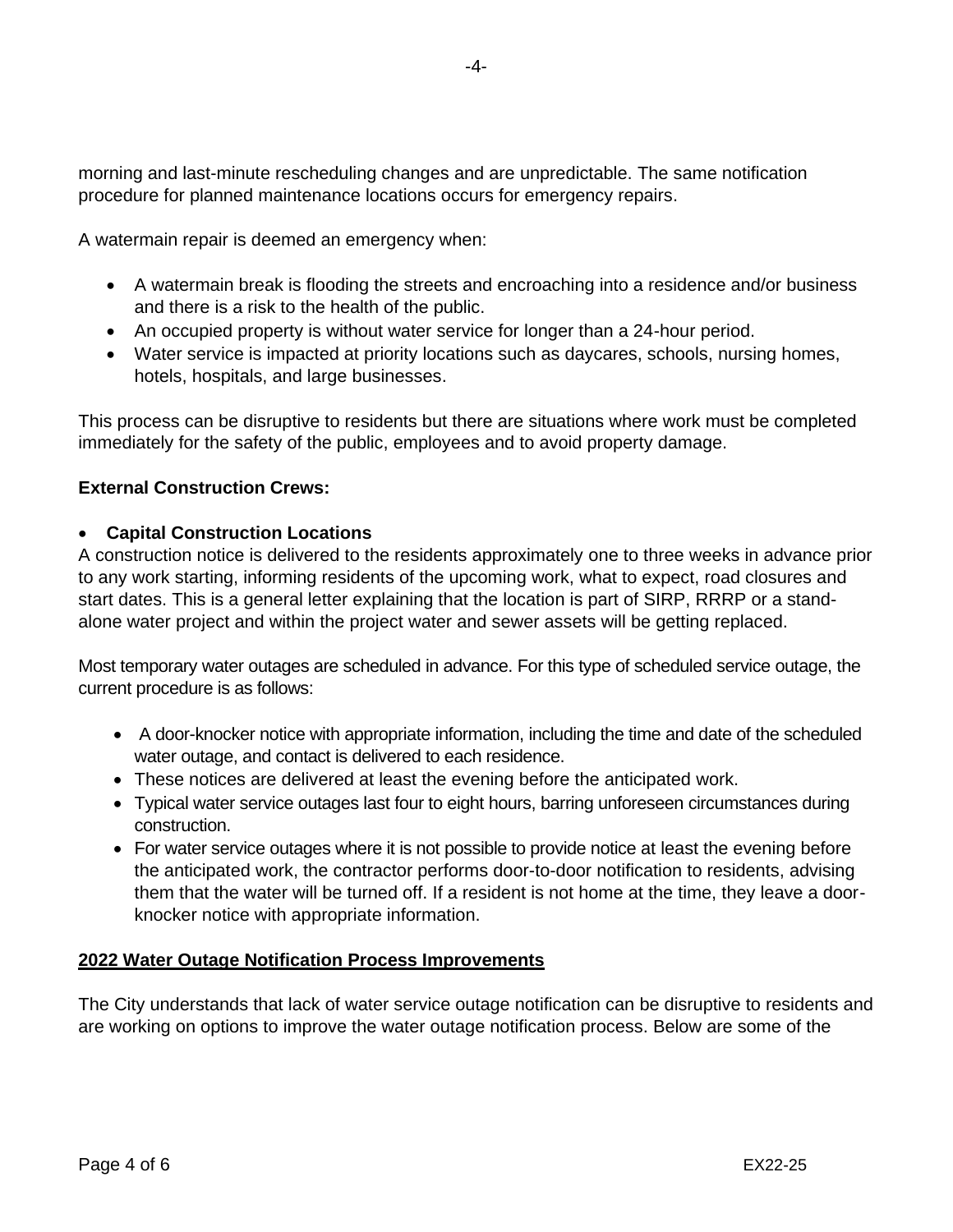morning and last-minute rescheduling changes and are unpredictable. The same notification procedure for planned maintenance locations occurs for emergency repairs.

A watermain repair is deemed an emergency when:

- A watermain break is flooding the streets and encroaching into a residence and/or business and there is a risk to the health of the public.
- An occupied property is without water service for longer than a 24-hour period.
- Water service is impacted at priority locations such as daycares, schools, nursing homes, hotels, hospitals, and large businesses.

This process can be disruptive to residents but there are situations where work must be completed immediately for the safety of the public, employees and to avoid property damage.

**External Construction Crews:**

- **Capital Construction Locations**

A construction notice is delivered to the residents approximately one to three weeks in advance prior to any work starting, informing residents of the upcoming work, what to expect, road closures and start dates. This is a general letter explaining that the location is part of SIRP, RRRP or a stand-alone water project and within the project water and sewer assets will be getting replaced.

Most temporary water outages are scheduled in advance. For this type of scheduled service outage, the current procedure is as follows:

- A door-knocker notice with appropriate information, including the time and date of the scheduled water outage, and contact is delivered to each residence.
- These notices are delivered at least the evening before the anticipated work.
- Typical water service outages last four to eight hours, barring unforeseen circumstances during construction.
- For water service outages where it is not possible to provide notice at least the evening before the anticipated work, the contractor performs door-to-door notification to residents, advising them that the water will be turned off. If a resident is not home at the time, they leave a door-knocker notice with appropriate information.

**2022 Water Outage Notification Process Improvements**

The City understands that lack of water service outage notification can be disruptive to residents and are working on options to improve the water outage notification process. Below are some of the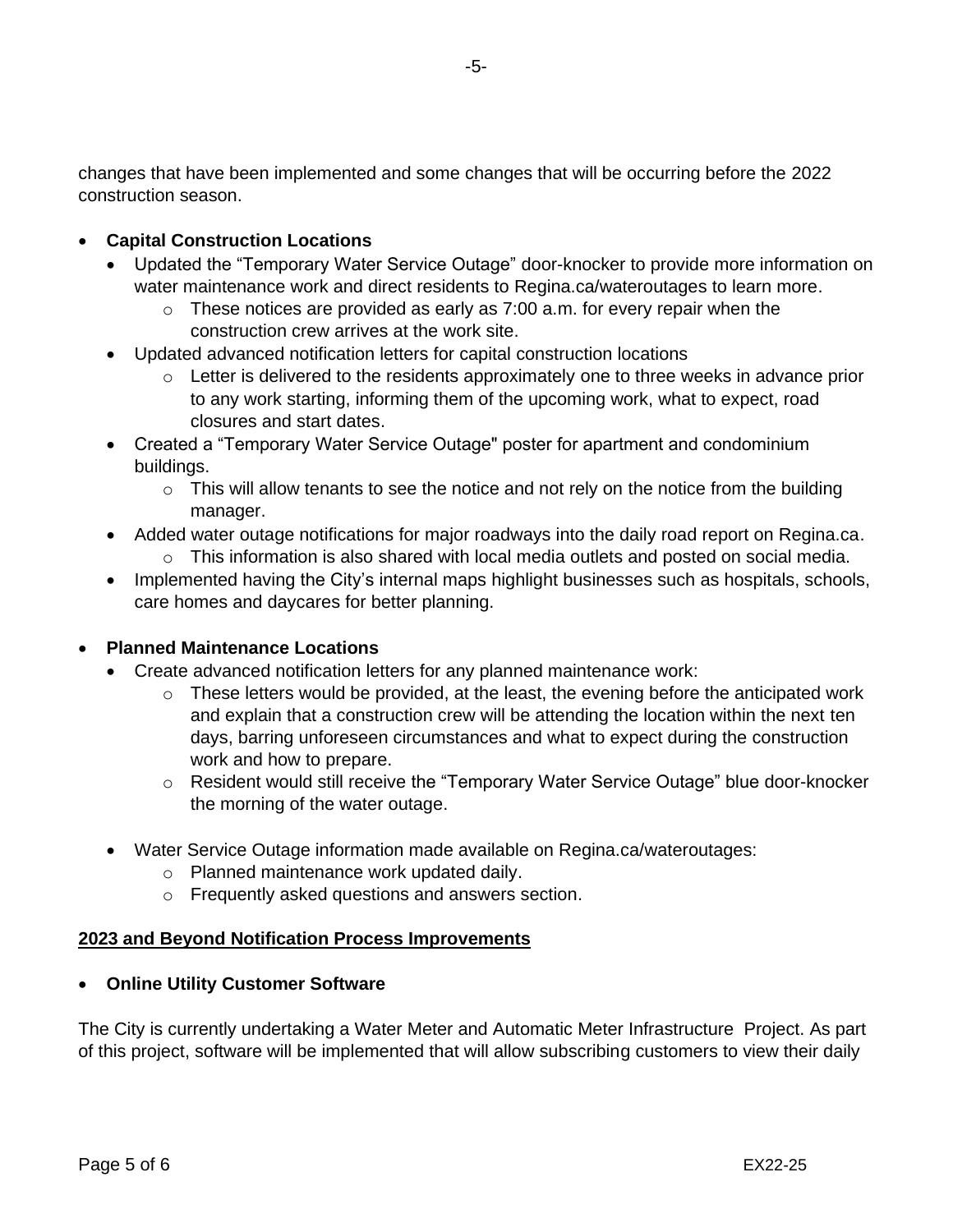changes that have been implemented and some changes that will be occurring before the 2022 construction season.

- **Capital Construction Locations**
  - Updated the "Temporary Water Service Outage" door-knocker to provide more information on water maintenance work and direct residents to Regina.ca/wateroutages to learn more.
    - These notices are provided as early as 7:00 a.m. for every repair when the construction crew arrives at the work site.
  - Updated advanced notification letters for capital construction locations
    - Letter is delivered to the residents approximately one to three weeks in advance prior to any work starting, informing them of the upcoming work, what to expect, road closures and start dates.
  - Created a "Temporary Water Service Outage" poster for apartment and condominium buildings.
    - This will allow tenants to see the notice and not rely on the notice from the building manager.
  - Added water outage notifications for major roadways into the daily road report on Regina.ca.
    - This information is also shared with local media outlets and posted on social media.
  - Implemented having the City's internal maps highlight businesses such as hospitals, schools, care homes and daycares for better planning.

- **Planned Maintenance Locations**
  - Create advanced notification letters for any planned maintenance work:
    - These letters would be provided, at the least, the evening before the anticipated work and explain that a construction crew will be attending the location within the next ten days, barring unforeseen circumstances and what to expect during the construction work and how to prepare.
    - Resident would still receive the "Temporary Water Service Outage" blue door-knocker the morning of the water outage.
  - Water Service Outage information made available on Regina.ca/wateroutages:
    - Planned maintenance work updated daily.
    - Frequently asked questions and answers section.

**2023 and Beyond Notification Process Improvements**

- **Online Utility Customer Software**

The City is currently undertaking a Water Meter and Automatic Meter Infrastructure Project. As part of this project, software will be implemented that will allow subscribing customers to view their daily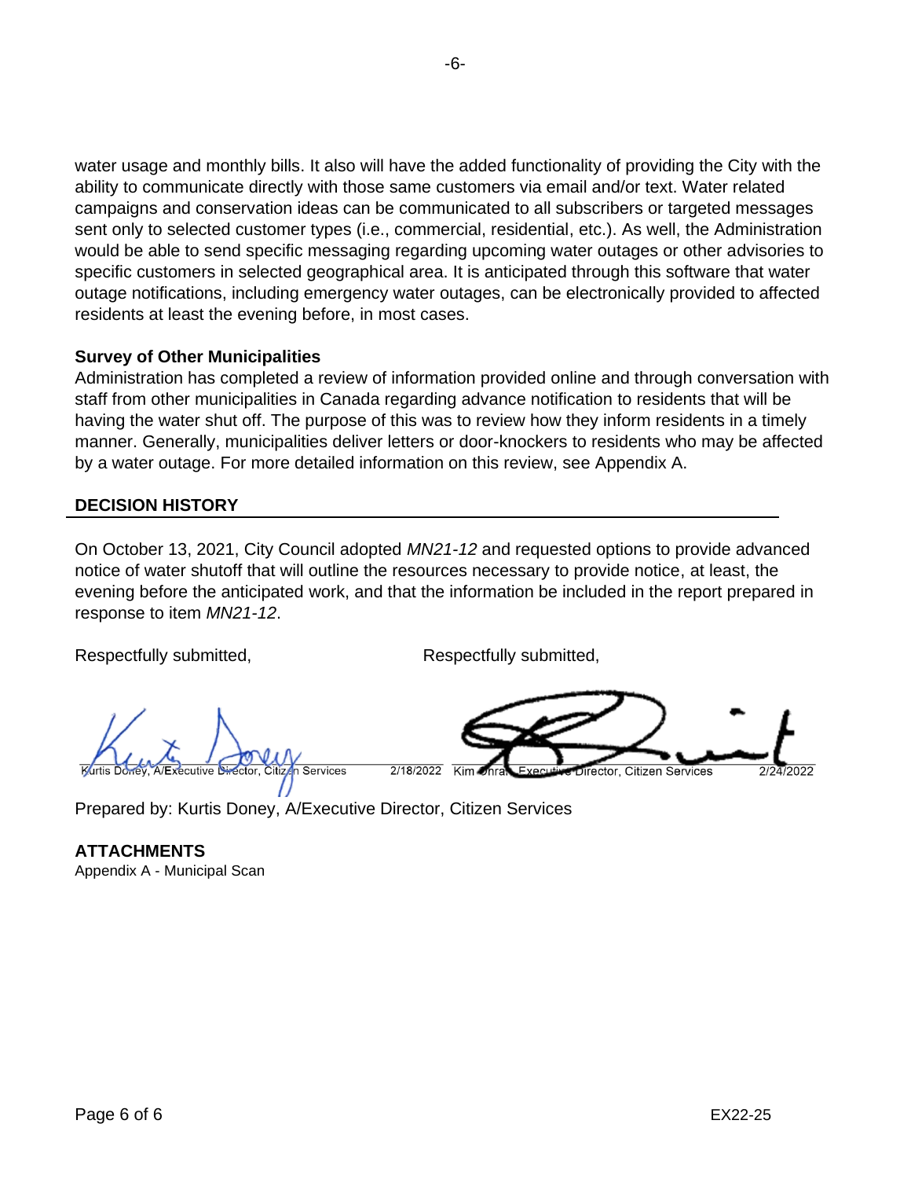water usage and monthly bills. It also will have the added functionality of providing the City with the ability to communicate directly with those same customers via email and/or text. Water related campaigns and conservation ideas can be communicated to all subscribers or targeted messages sent only to selected customer types (i.e., commercial, residential, etc.). As well, the Administration would be able to send specific messaging regarding upcoming water outages or other advisories to specific customers in selected geographical area. It is anticipated through this software that water outage notifications, including emergency water outages, can be electronically provided to affected residents at least the evening before, in most cases.

**Survey of Other Municipalities**

Administration has completed a review of information provided online and through conversation with staff from other municipalities in Canada regarding advance notification to residents that will be having the water shut off. The purpose of this was to review how they inform residents in a timely manner. Generally, municipalities deliver letters or door-knockers to residents who may be affected by a water outage. For more detailed information on this review, see Appendix A.

## DECISION HISTORY

On October 13, 2021, City Council adopted *MN21-12* and requested options to provide advanced notice of water shutoff that will outline the resources necessary to provide notice, at least, the evening before the anticipated work, and that the information be included in the report prepared in response to item *MN21-12*.

Respectfully submitted,

Kurtis Doney, A/Executive Director, Citizen Services 2/18/2022

Respectfully submitted,

Kim Onrait, Executive Director, Citizen Services 2/24/2022

Prepared by: Kurtis Doney, A/Executive Director, Citizen Services

**ATTACHMENTS**

Appendix A - Municipal Scan